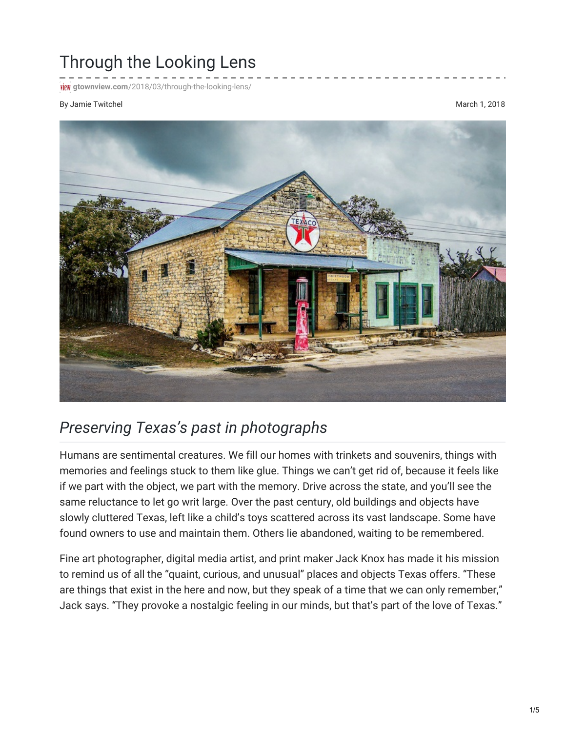# Through the Looking Lens

gtownview.com/2018/03/through-the-looking-lens/

By Jamie Twitchel

March 1, 2018

## *Preserving Texas's past in photographs*

Humans are sentimental creatures. We fill our homes with trinkets and souvenirs, things with memories and feelings stuck to them like glue. Things we can't get rid of, because it feels like if we part with the object, we part with the memory. Drive across the state, and you'll see the same reluctance to let go writ large. Over the past century, old buildings and objects have slowly cluttered Texas, left like a child's toys scattered across its vast landscape. Some have found owners to use and maintain them. Others lie abandoned, waiting to be remembered.

Fine art photographer, digital media artist, and print maker Jack Knox has made it his mission to remind us of all the "quaint, curious, and unusual" places and objects Texas offers. "These are things that exist in the here and now, but they speak of a time that we can only remember," Jack says. "They provoke a nostalgic feeling in our minds, but that's part of the love of Texas."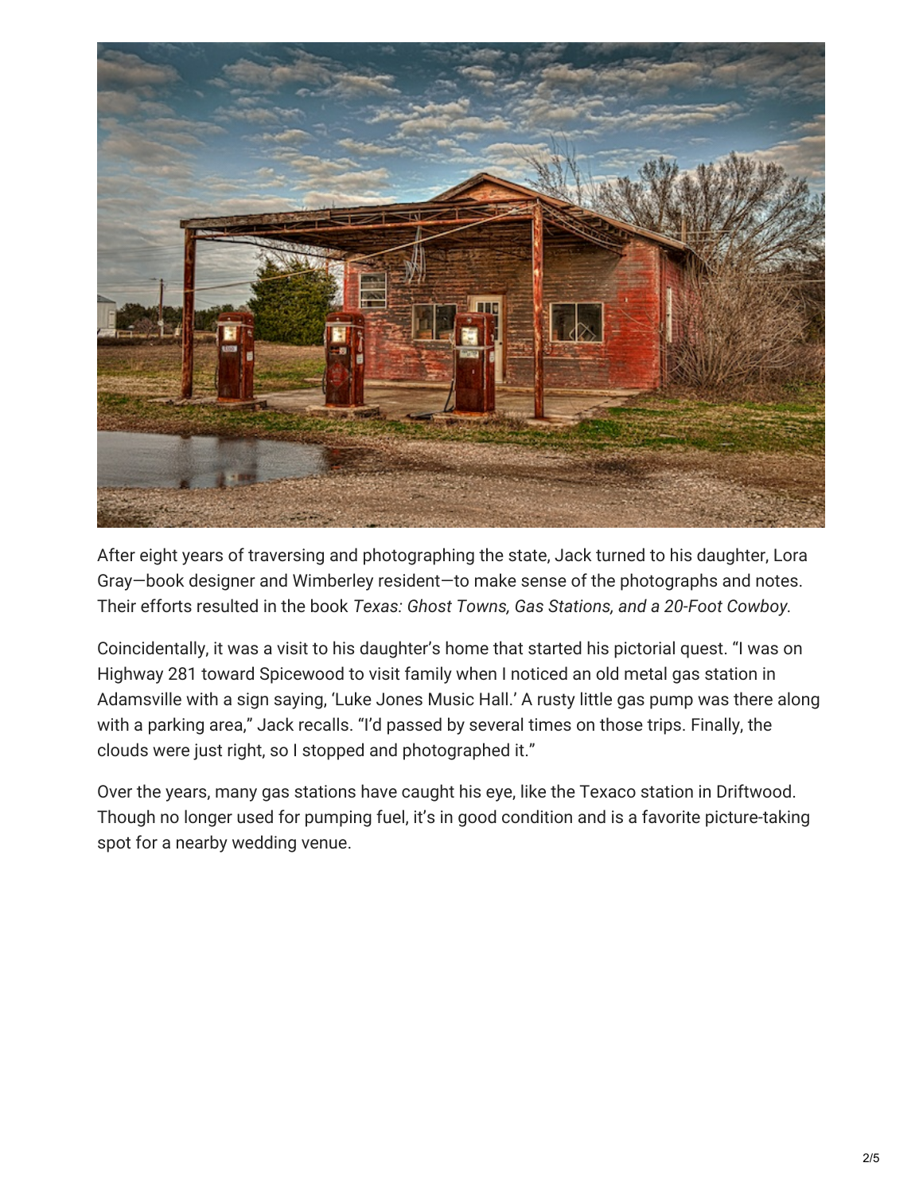After eight years of traversing and photographing the state, Jack turned to his daughter, Lora Gray—book designer and Wimberley resident—to make sense of the photographs and notes. Their efforts resulted in the book *Texas: Ghost Towns, Gas Stations, and a 20-Foot Cowboy.*

Coincidentally, it was a visit to his daughter's home that started his pictorial quest. "I was on Highway 281 toward Spicewood to visit family when I noticed an old metal gas station in Adamsville with a sign saying, 'Luke Jones Music Hall.' A rusty little gas pump was there along with a parking area," Jack recalls. "I'd passed by several times on those trips. Finally, the clouds were just right, so I stopped and photographed it."

Over the years, many gas stations have caught his eye, like the Texaco station in Driftwood. Though no longer used for pumping fuel, it's in good condition and is a favorite picture-taking spot for a nearby wedding venue.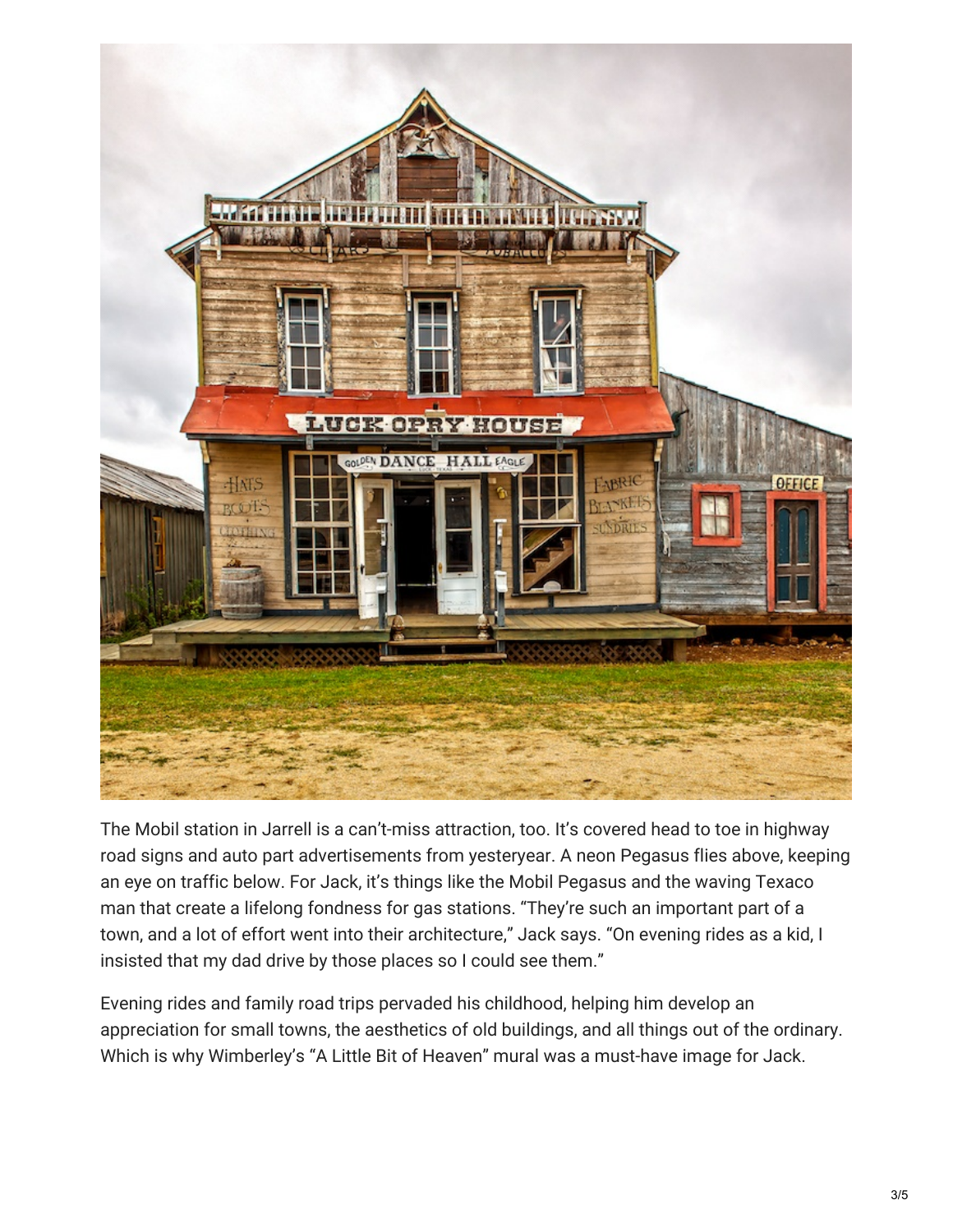The Mobil station in Jarrell is a can't-miss attraction, too. It's covered head to toe in highway road signs and auto part advertisements from yesteryear. A neon Pegasus flies above, keeping an eye on traffic below. For Jack, it's things like the Mobil Pegasus and the waving Texaco man that create a lifelong fondness for gas stations. "They're such an important part of a town, and a lot of effort went into their architecture," Jack says. "On evening rides as a kid, I insisted that my dad drive by those places so I could see them."

Evening rides and family road trips pervaded his childhood, helping him develop an appreciation for small towns, the aesthetics of old buildings, and all things out of the ordinary. Which is why Wimberley's "A Little Bit of Heaven" mural was a must-have image for Jack.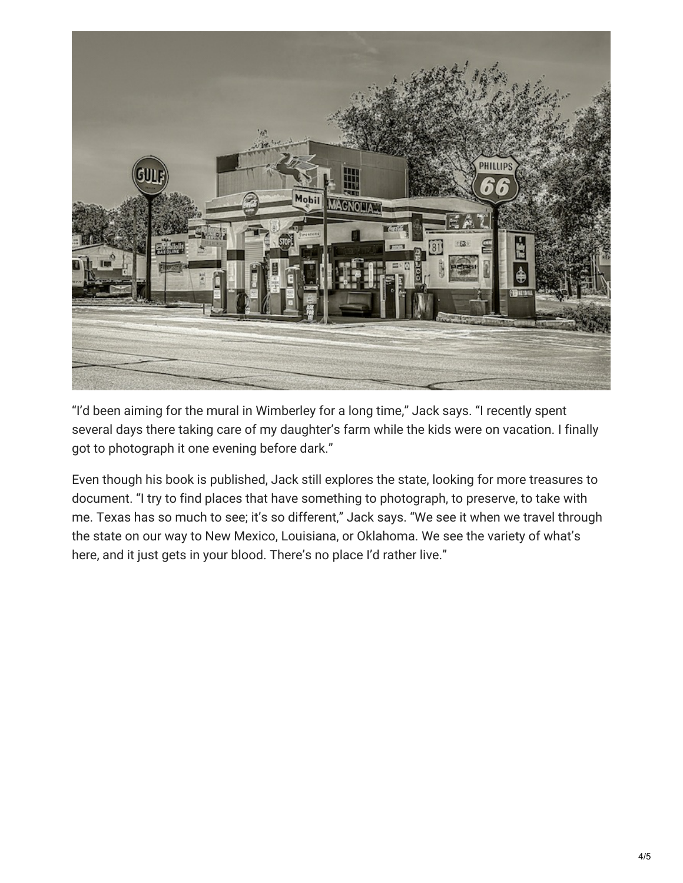“I’d been aiming for the mural in Wimberley for a long time,” Jack says. “I recently spent several days there taking care of my daughter’s farm while the kids were on vacation. I finally got to photograph it one evening before dark.”

Even though his book is published, Jack still explores the state, looking for more treasures to document. “I try to find places that have something to photograph, to preserve, to take with me. Texas has so much to see; it’s so different,” Jack says. “We see it when we travel through the state on our way to New Mexico, Louisiana, or Oklahoma. We see the variety of what’s here, and it just gets in your blood. There’s no place I’d rather live.”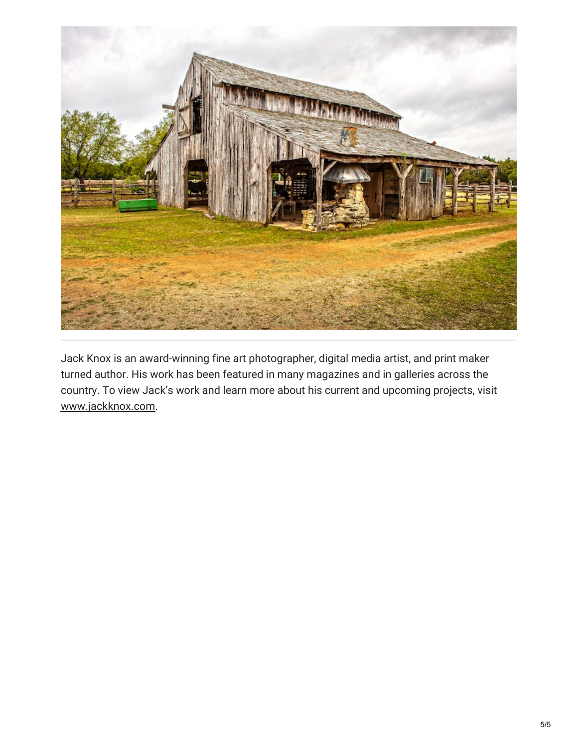Jack Knox is an award-winning fine art photographer, digital media artist, and print maker turned author. His work has been featured in many magazines and in galleries across the country. To view Jack's work and learn more about his current and upcoming projects, visit www.jackknox.com.